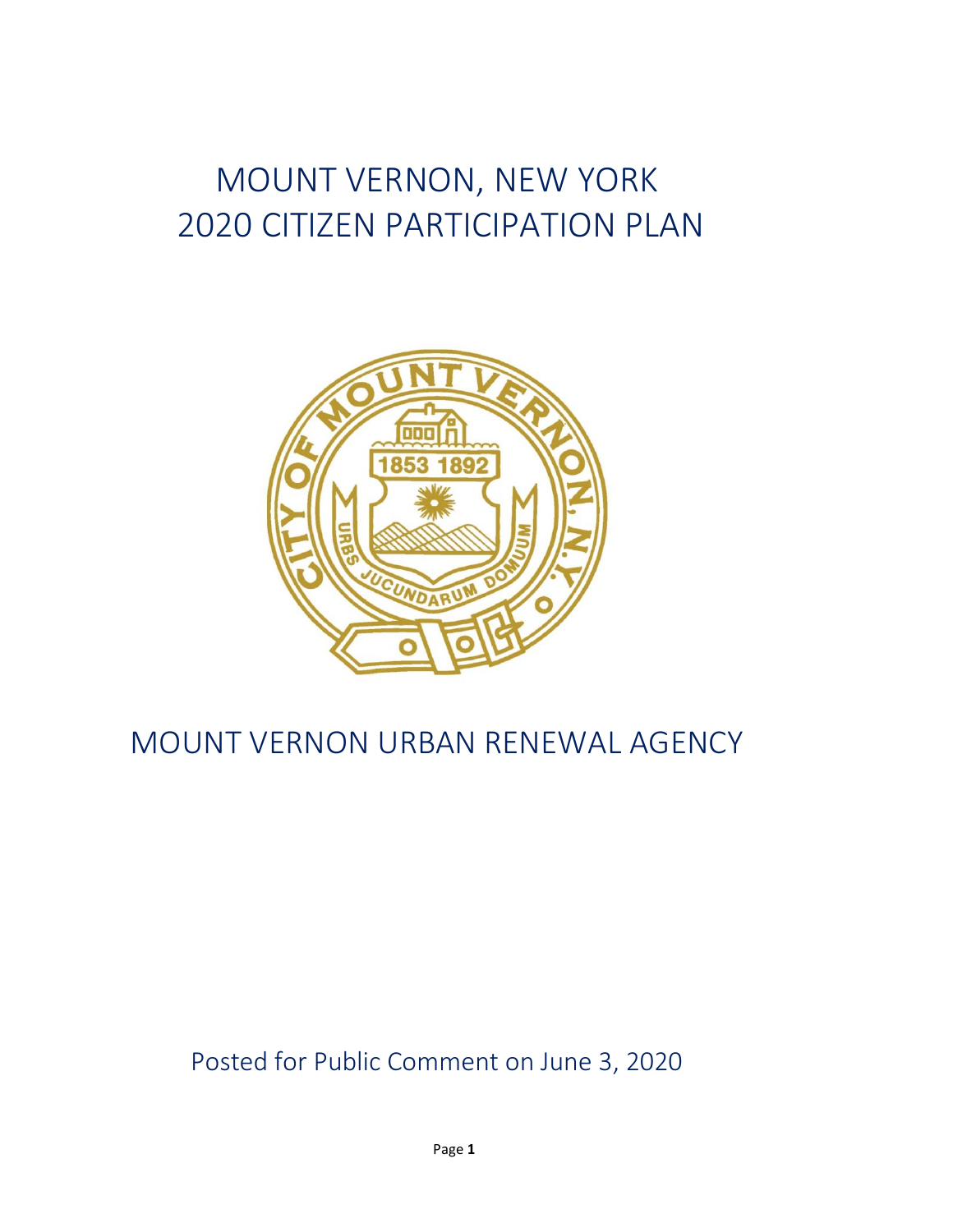# MOUNT VERNON, NEW YORK
# 2020 CITIZEN PARTICIPATION PLAN

## MOUNT VERNON URBAN RENEWAL AGENCY

Posted for Public Comment on June 3, 2020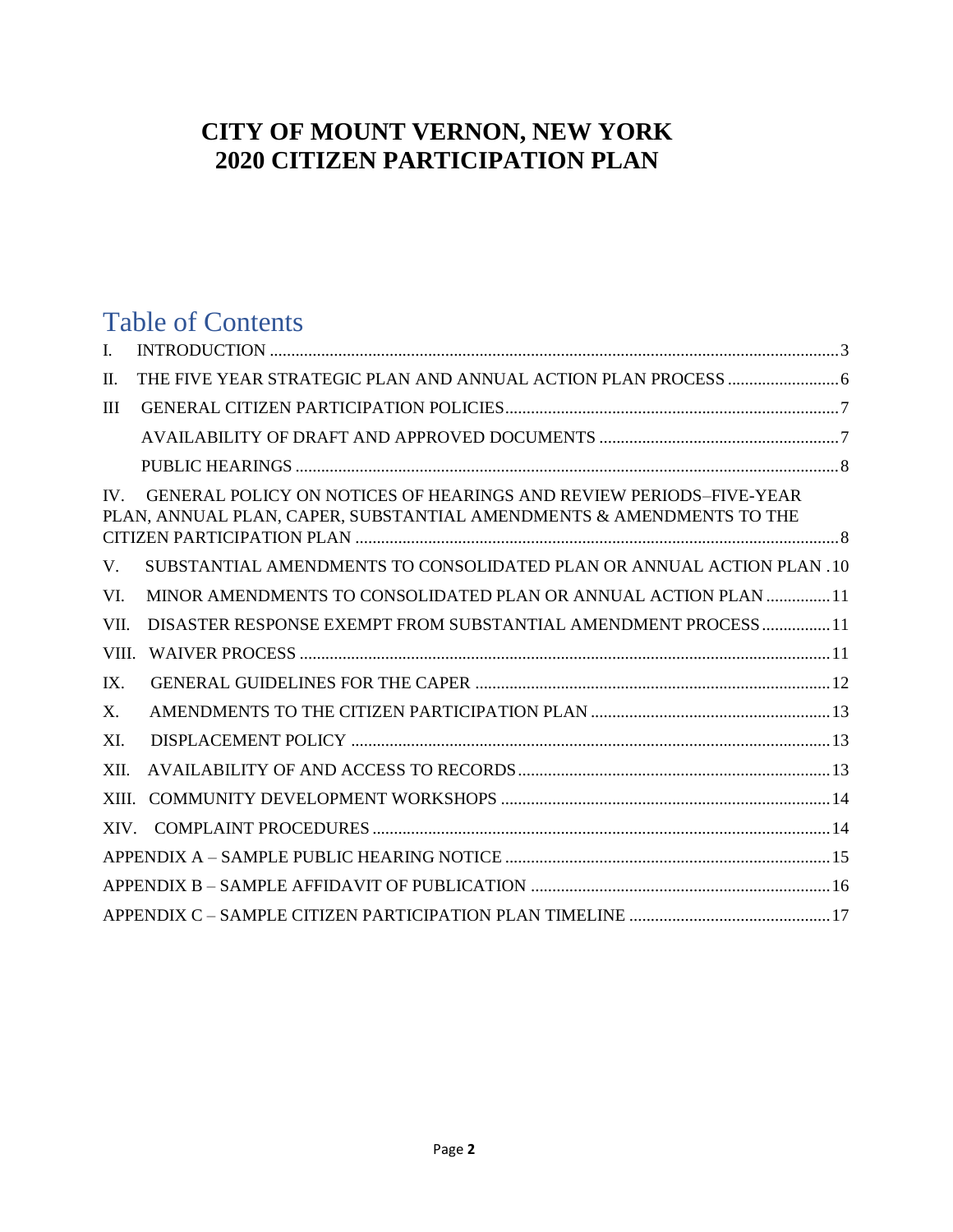# CITY OF MOUNT VERNON, NEW YORK
# 2020 CITIZEN PARTICIPATION PLAN

## Table of Contents

I. INTRODUCTION .......... 3

II. THE FIVE YEAR STRATEGIC PLAN AND ANNUAL ACTION PLAN PROCESS .......... 6

III GENERAL CITIZEN PARTICIPATION POLICIES .......... 7

AVAILABILITY OF DRAFT AND APPROVED DOCUMENTS .......... 7

PUBLIC HEARINGS .......... 8

IV. GENERAL POLICY ON NOTICES OF HEARINGS AND REVIEW PERIODS–FIVE-YEAR PLAN, ANNUAL PLAN, CAPER, SUBSTANTIAL AMENDMENTS & AMENDMENTS TO THE CITIZEN PARTICIPATION PLAN .......... 8

V. SUBSTANTIAL AMENDMENTS TO CONSOLIDATED PLAN OR ANNUAL ACTION PLAN .10

VI. MINOR AMENDMENTS TO CONSOLIDATED PLAN OR ANNUAL ACTION PLAN .......... 11

VII. DISASTER RESPONSE EXEMPT FROM SUBSTANTIAL AMENDMENT PROCESS .......... 11

VIII. WAIVER PROCESS .......... 11

IX. GENERAL GUIDELINES FOR THE CAPER .......... 12

X. AMENDMENTS TO THE CITIZEN PARTICIPATION PLAN .......... 13

XI. DISPLACEMENT POLICY .......... 13

XII. AVAILABILITY OF AND ACCESS TO RECORDS .......... 13

XIII. COMMUNITY DEVELOPMENT WORKSHOPS .......... 14

XIV. COMPLAINT PROCEDURES .......... 14

APPENDIX A – SAMPLE PUBLIC HEARING NOTICE .......... 15

APPENDIX B – SAMPLE AFFIDAVIT OF PUBLICATION .......... 16

APPENDIX C – SAMPLE CITIZEN PARTICIPATION PLAN TIMELINE .......... 17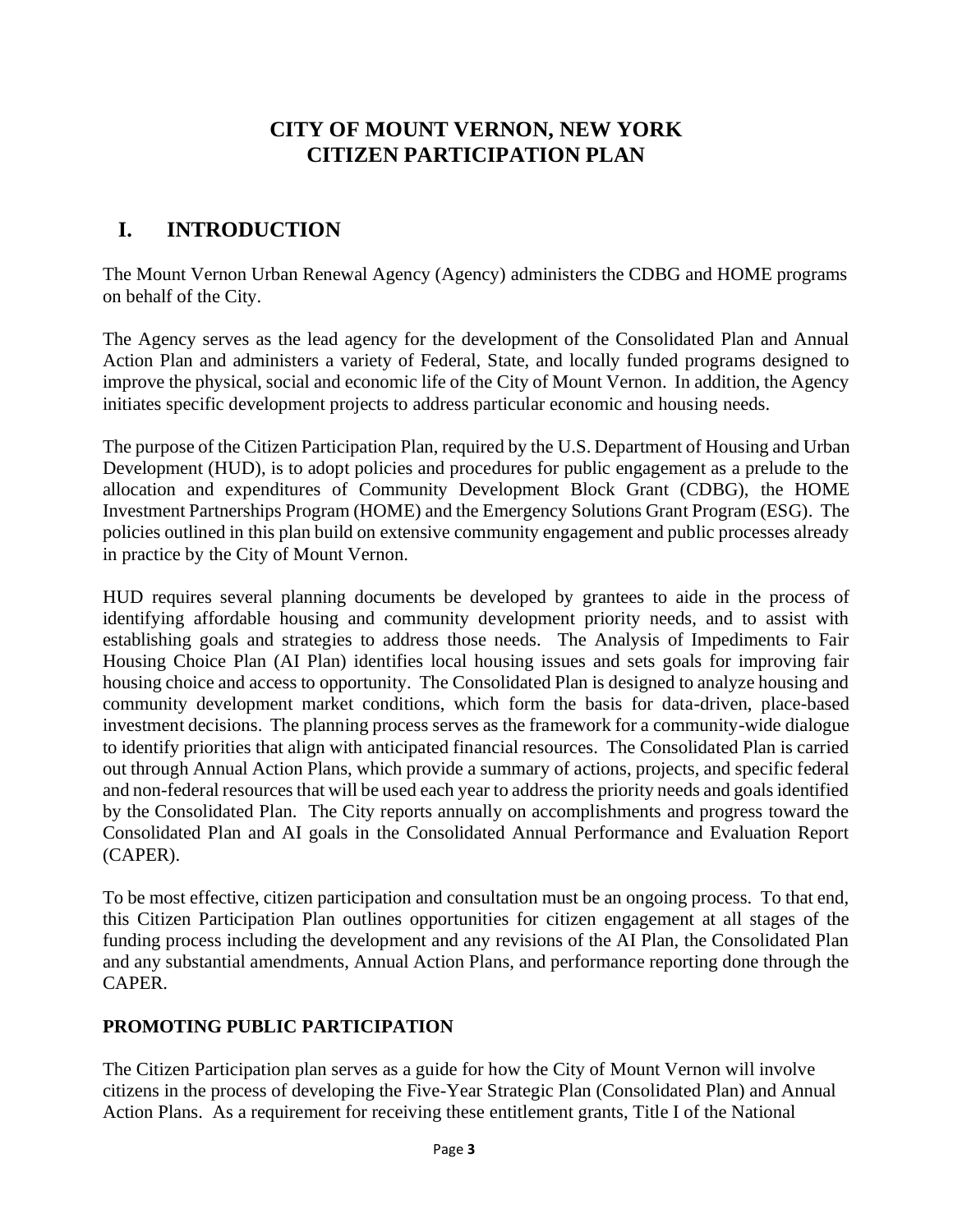# CITY OF MOUNT VERNON, NEW YORK
# CITIZEN PARTICIPATION PLAN

## I. INTRODUCTION

The Mount Vernon Urban Renewal Agency (Agency) administers the CDBG and HOME programs on behalf of the City.

The Agency serves as the lead agency for the development of the Consolidated Plan and Annual Action Plan and administers a variety of Federal, State, and locally funded programs designed to improve the physical, social and economic life of the City of Mount Vernon. In addition, the Agency initiates specific development projects to address particular economic and housing needs.

The purpose of the Citizen Participation Plan, required by the U.S. Department of Housing and Urban Development (HUD), is to adopt policies and procedures for public engagement as a prelude to the allocation and expenditures of Community Development Block Grant (CDBG), the HOME Investment Partnerships Program (HOME) and the Emergency Solutions Grant Program (ESG). The policies outlined in this plan build on extensive community engagement and public processes already in practice by the City of Mount Vernon.

HUD requires several planning documents be developed by grantees to aide in the process of identifying affordable housing and community development priority needs, and to assist with establishing goals and strategies to address those needs. The Analysis of Impediments to Fair Housing Choice Plan (AI Plan) identifies local housing issues and sets goals for improving fair housing choice and access to opportunity. The Consolidated Plan is designed to analyze housing and community development market conditions, which form the basis for data-driven, place-based investment decisions. The planning process serves as the framework for a community-wide dialogue to identify priorities that align with anticipated financial resources. The Consolidated Plan is carried out through Annual Action Plans, which provide a summary of actions, projects, and specific federal and non-federal resources that will be used each year to address the priority needs and goals identified by the Consolidated Plan. The City reports annually on accomplishments and progress toward the Consolidated Plan and AI goals in the Consolidated Annual Performance and Evaluation Report (CAPER).

To be most effective, citizen participation and consultation must be an ongoing process. To that end, this Citizen Participation Plan outlines opportunities for citizen engagement at all stages of the funding process including the development and any revisions of the AI Plan, the Consolidated Plan and any substantial amendments, Annual Action Plans, and performance reporting done through the CAPER.

### PROMOTING PUBLIC PARTICIPATION

The Citizen Participation plan serves as a guide for how the City of Mount Vernon will involve citizens in the process of developing the Five-Year Strategic Plan (Consolidated Plan) and Annual Action Plans. As a requirement for receiving these entitlement grants, Title I of the National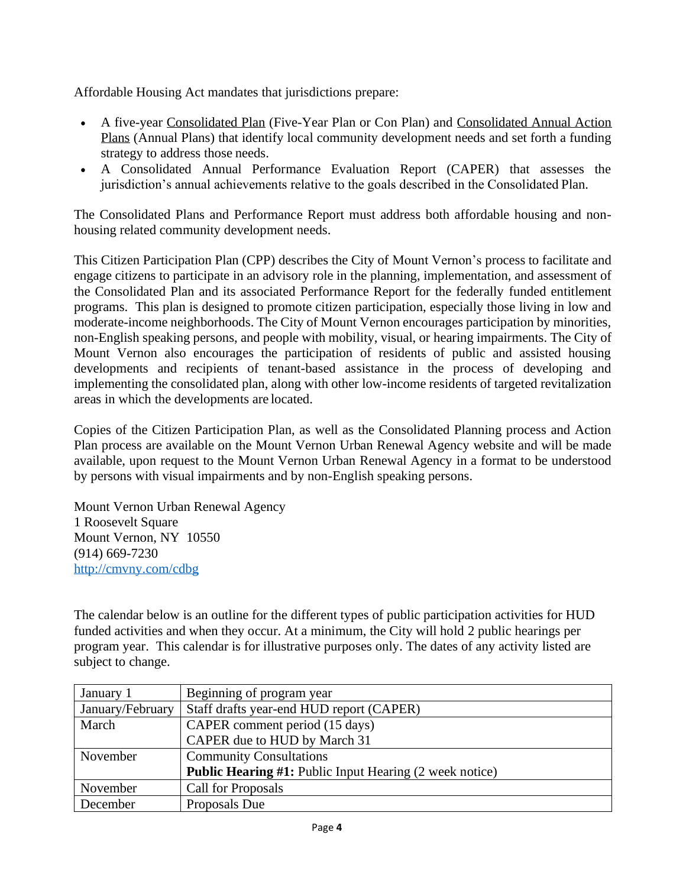Affordable Housing Act mandates that jurisdictions prepare:

- A five-year Consolidated Plan (Five-Year Plan or Con Plan) and Consolidated Annual Action Plans (Annual Plans) that identify local community development needs and set forth a funding strategy to address those needs.
- A Consolidated Annual Performance Evaluation Report (CAPER) that assesses the jurisdiction's annual achievements relative to the goals described in the Consolidated Plan.

The Consolidated Plans and Performance Report must address both affordable housing and non-housing related community development needs.

This Citizen Participation Plan (CPP) describes the City of Mount Vernon's process to facilitate and engage citizens to participate in an advisory role in the planning, implementation, and assessment of the Consolidated Plan and its associated Performance Report for the federally funded entitlement programs. This plan is designed to promote citizen participation, especially those living in low and moderate-income neighborhoods. The City of Mount Vernon encourages participation by minorities, non-English speaking persons, and people with mobility, visual, or hearing impairments. The City of Mount Vernon also encourages the participation of residents of public and assisted housing developments and recipients of tenant-based assistance in the process of developing and implementing the consolidated plan, along with other low-income residents of targeted revitalization areas in which the developments are located.

Copies of the Citizen Participation Plan, as well as the Consolidated Planning process and Action Plan process are available on the Mount Vernon Urban Renewal Agency website and will be made available, upon request to the Mount Vernon Urban Renewal Agency in a format to be understood by persons with visual impairments and by non-English speaking persons.

Mount Vernon Urban Renewal Agency
1 Roosevelt Square
Mount Vernon, NY 10550
(914) 669-7230
http://cmvny.com/cdbg

The calendar below is an outline for the different types of public participation activities for HUD funded activities and when they occur. At a minimum, the City will hold 2 public hearings per program year. This calendar is for illustrative purposes only. The dates of any activity listed are subject to change.

| | |
|---|---|
| January 1 | Beginning of program year |
| January/February | Staff drafts year-end HUD report (CAPER) |
| March | CAPER comment period (15 days)<br>CAPER due to HUD by March 31 |
| November | Community Consultations<br>**Public Hearing #1:** Public Input Hearing (2 week notice) |
| November | Call for Proposals |
| December | Proposals Due |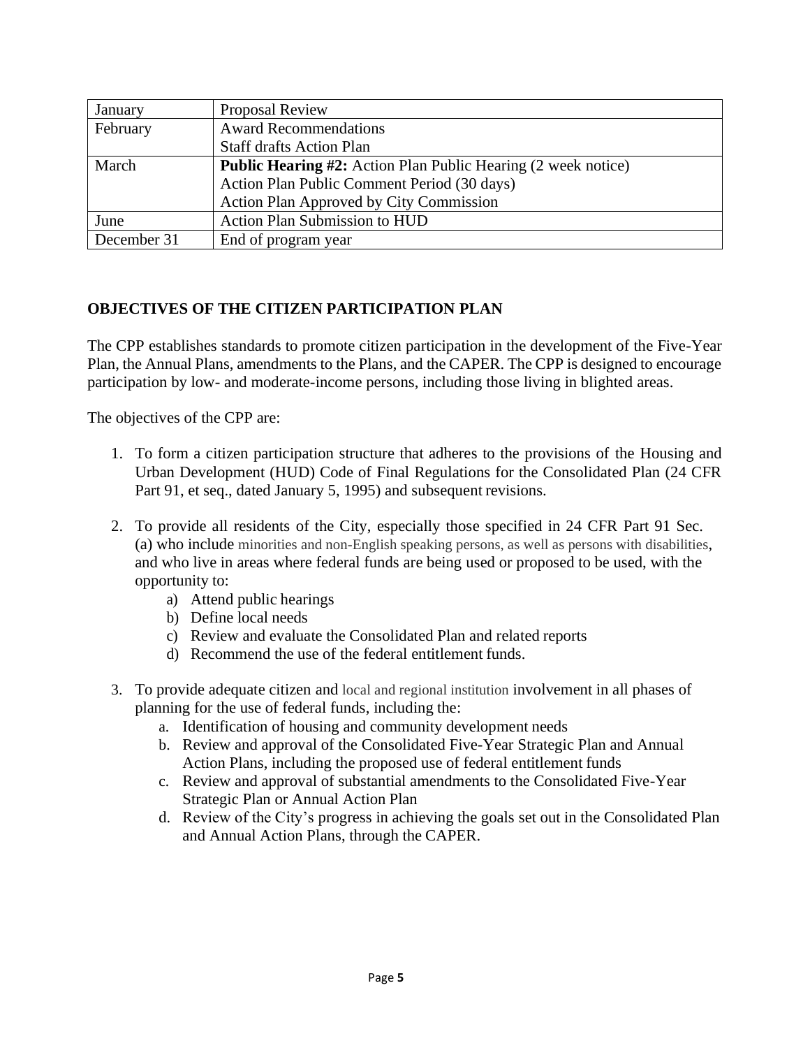| January | Proposal Review |
|---|---|
| February | Award Recommendations<br>Staff drafts Action Plan |
| March | **Public Hearing #2:** Action Plan Public Hearing (2 week notice)<br>Action Plan Public Comment Period (30 days)<br>Action Plan Approved by City Commission |
| June | Action Plan Submission to HUD |
| December 31 | End of program year |

## OBJECTIVES OF THE CITIZEN PARTICIPATION PLAN

The CPP establishes standards to promote citizen participation in the development of the Five-Year Plan, the Annual Plans, amendments to the Plans, and the CAPER. The CPP is designed to encourage participation by low- and moderate-income persons, including those living in blighted areas.

The objectives of the CPP are:

1. To form a citizen participation structure that adheres to the provisions of the Housing and Urban Development (HUD) Code of Final Regulations for the Consolidated Plan (24 CFR Part 91, et seq., dated January 5, 1995) and subsequent revisions.

2. To provide all residents of the City, especially those specified in 24 CFR Part 91 Sec. (a) who include minorities and non-English speaking persons, as well as persons with disabilities, and who live in areas where federal funds are being used or proposed to be used, with the opportunity to:
   a) Attend public hearings
   b) Define local needs
   c) Review and evaluate the Consolidated Plan and related reports
   d) Recommend the use of the federal entitlement funds.

3. To provide adequate citizen and local and regional institution involvement in all phases of planning for the use of federal funds, including the:
   a. Identification of housing and community development needs
   b. Review and approval of the Consolidated Five-Year Strategic Plan and Annual Action Plans, including the proposed use of federal entitlement funds
   c. Review and approval of substantial amendments to the Consolidated Five-Year Strategic Plan or Annual Action Plan
   d. Review of the City's progress in achieving the goals set out in the Consolidated Plan and Annual Action Plans, through the CAPER.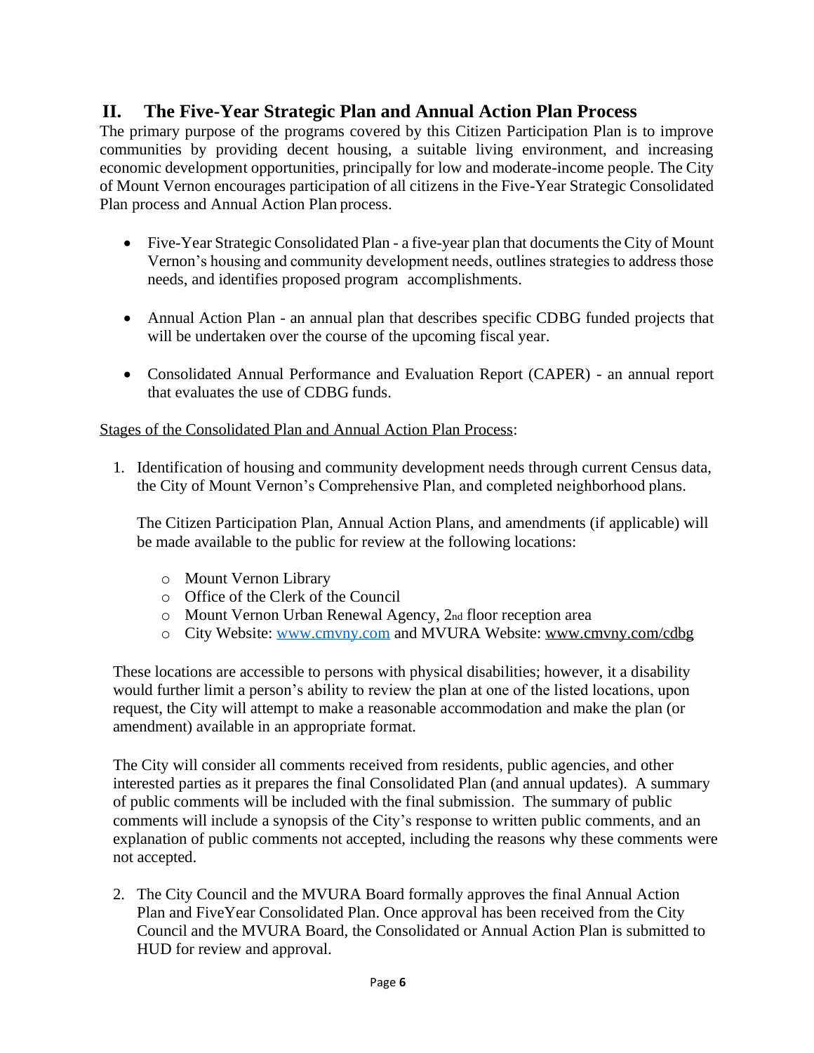## II. The Five-Year Strategic Plan and Annual Action Plan Process

The primary purpose of the programs covered by this Citizen Participation Plan is to improve communities by providing decent housing, a suitable living environment, and increasing economic development opportunities, principally for low and moderate-income people. The City of Mount Vernon encourages participation of all citizens in the Five-Year Strategic Consolidated Plan process and Annual Action Plan process.

- Five-Year Strategic Consolidated Plan - a five-year plan that documents the City of Mount Vernon's housing and community development needs, outlines strategies to address those needs, and identifies proposed program accomplishments.
- Annual Action Plan - an annual plan that describes specific CDBG funded projects that will be undertaken over the course of the upcoming fiscal year.
- Consolidated Annual Performance and Evaluation Report (CAPER) - an annual report that evaluates the use of CDBG funds.

Stages of the Consolidated Plan and Annual Action Plan Process:

1. Identification of housing and community development needs through current Census data, the City of Mount Vernon's Comprehensive Plan, and completed neighborhood plans.

   The Citizen Participation Plan, Annual Action Plans, and amendments (if applicable) will be made available to the public for review at the following locations:

   - Mount Vernon Library
   - Office of the Clerk of the Council
   - Mount Vernon Urban Renewal Agency, 2nd floor reception area
   - City Website: www.cmvny.com and MVURA Website: www.cmvny.com/cdbg

   These locations are accessible to persons with physical disabilities; however, it a disability would further limit a person's ability to review the plan at one of the listed locations, upon request, the City will attempt to make a reasonable accommodation and make the plan (or amendment) available in an appropriate format.

   The City will consider all comments received from residents, public agencies, and other interested parties as it prepares the final Consolidated Plan (and annual updates). A summary of public comments will be included with the final submission. The summary of public comments will include a synopsis of the City's response to written public comments, and an explanation of public comments not accepted, including the reasons why these comments were not accepted.

2. The City Council and the MVURA Board formally approves the final Annual Action Plan and FiveYear Consolidated Plan. Once approval has been received from the City Council and the MVURA Board, the Consolidated or Annual Action Plan is submitted to HUD for review and approval.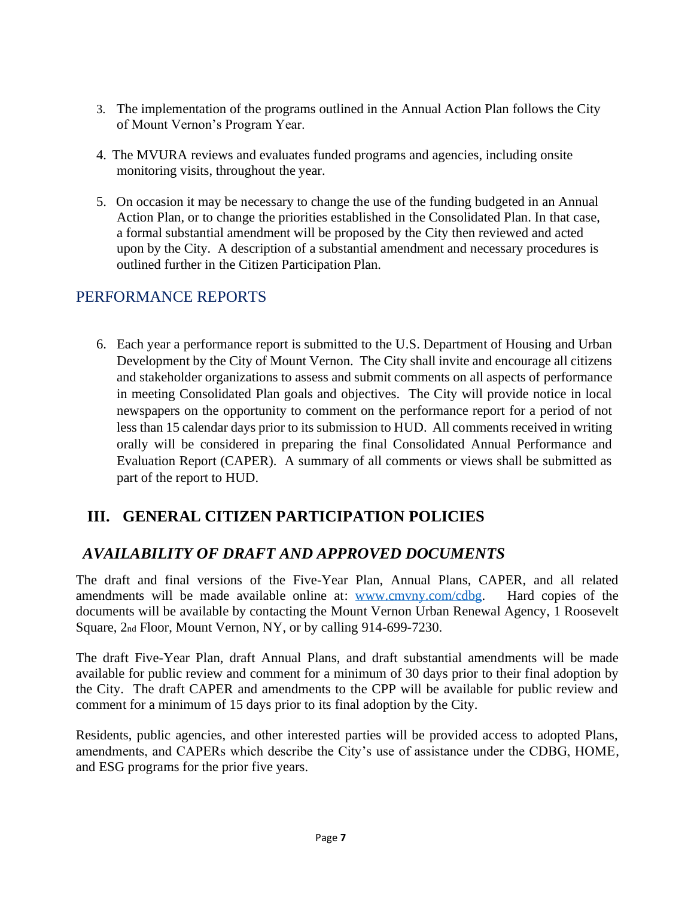3. The implementation of the programs outlined in the Annual Action Plan follows the City of Mount Vernon's Program Year.

4. The MVURA reviews and evaluates funded programs and agencies, including onsite monitoring visits, throughout the year.

5. On occasion it may be necessary to change the use of the funding budgeted in an Annual Action Plan, or to change the priorities established in the Consolidated Plan. In that case, a formal substantial amendment will be proposed by the City then reviewed and acted upon by the City. A description of a substantial amendment and necessary procedures is outlined further in the Citizen Participation Plan.

## PERFORMANCE REPORTS

6. Each year a performance report is submitted to the U.S. Department of Housing and Urban Development by the City of Mount Vernon. The City shall invite and encourage all citizens and stakeholder organizations to assess and submit comments on all aspects of performance in meeting Consolidated Plan goals and objectives. The City will provide notice in local newspapers on the opportunity to comment on the performance report for a period of not less than 15 calendar days prior to its submission to HUD. All comments received in writing orally will be considered in preparing the final Consolidated Annual Performance and Evaluation Report (CAPER). A summary of all comments or views shall be submitted as part of the report to HUD.

# III. GENERAL CITIZEN PARTICIPATION POLICIES

## *AVAILABILITY OF DRAFT AND APPROVED DOCUMENTS*

The draft and final versions of the Five-Year Plan, Annual Plans, CAPER, and all related amendments will be made available online at: [www.cmvny.com/cdbg](http://www.cmvny.com/cdbg). Hard copies of the documents will be available by contacting the Mount Vernon Urban Renewal Agency, 1 Roosevelt Square, 2nd Floor, Mount Vernon, NY, or by calling 914-699-7230.

The draft Five-Year Plan, draft Annual Plans, and draft substantial amendments will be made available for public review and comment for a minimum of 30 days prior to their final adoption by the City. The draft CAPER and amendments to the CPP will be available for public review and comment for a minimum of 15 days prior to its final adoption by the City.

Residents, public agencies, and other interested parties will be provided access to adopted Plans, amendments, and CAPERs which describe the City's use of assistance under the CDBG, HOME, and ESG programs for the prior five years.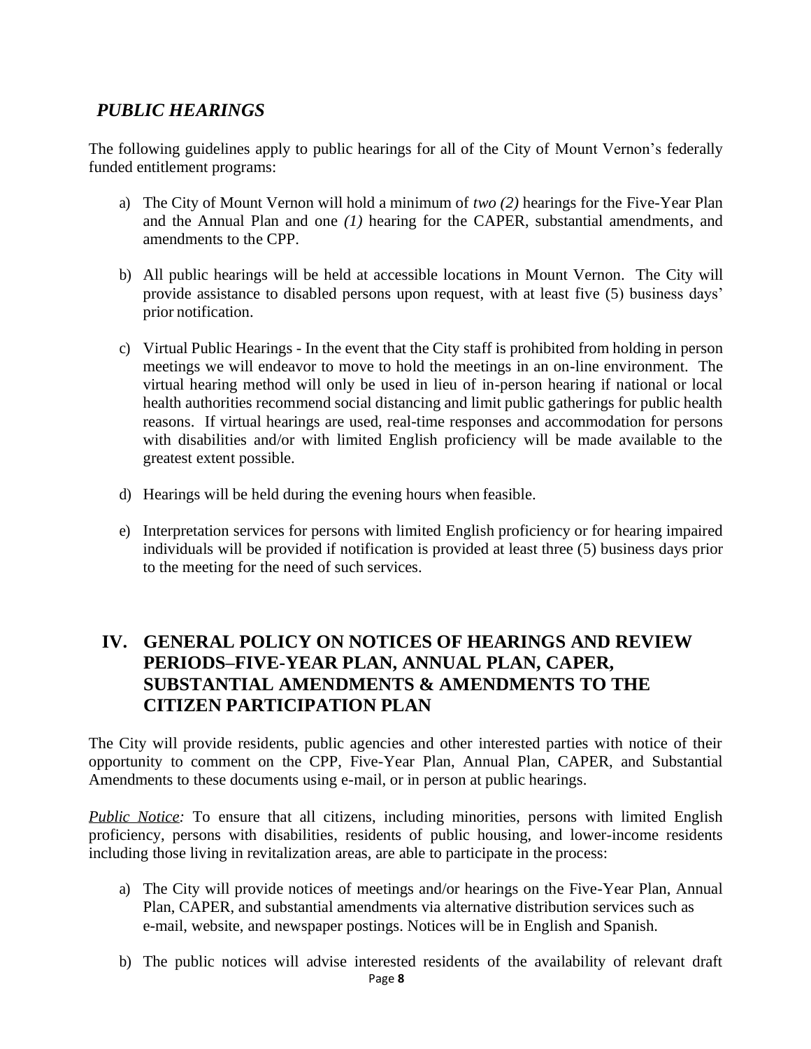## *PUBLIC HEARINGS*

The following guidelines apply to public hearings for all of the City of Mount Vernon's federally funded entitlement programs:

a) The City of Mount Vernon will hold a minimum of *two (2)* hearings for the Five-Year Plan and the Annual Plan and one *(1)* hearing for the CAPER, substantial amendments, and amendments to the CPP.

b) All public hearings will be held at accessible locations in Mount Vernon. The City will provide assistance to disabled persons upon request, with at least five (5) business days' prior notification.

c) Virtual Public Hearings - In the event that the City staff is prohibited from holding in person meetings we will endeavor to move to hold the meetings in an on-line environment. The virtual hearing method will only be used in lieu of in-person hearing if national or local health authorities recommend social distancing and limit public gatherings for public health reasons. If virtual hearings are used, real-time responses and accommodation for persons with disabilities and/or with limited English proficiency will be made available to the greatest extent possible.

d) Hearings will be held during the evening hours when feasible.

e) Interpretation services for persons with limited English proficiency or for hearing impaired individuals will be provided if notification is provided at least three (5) business days prior to the meeting for the need of such services.

## IV. GENERAL POLICY ON NOTICES OF HEARINGS AND REVIEW PERIODS–FIVE-YEAR PLAN, ANNUAL PLAN, CAPER, SUBSTANTIAL AMENDMENTS & AMENDMENTS TO THE CITIZEN PARTICIPATION PLAN

The City will provide residents, public agencies and other interested parties with notice of their opportunity to comment on the CPP, Five-Year Plan, Annual Plan, CAPER, and Substantial Amendments to these documents using e-mail, or in person at public hearings.

*Public Notice:* To ensure that all citizens, including minorities, persons with limited English proficiency, persons with disabilities, residents of public housing, and lower-income residents including those living in revitalization areas, are able to participate in the process:

a) The City will provide notices of meetings and/or hearings on the Five-Year Plan, Annual Plan, CAPER, and substantial amendments via alternative distribution services such as e-mail, website, and newspaper postings. Notices will be in English and Spanish.

b) The public notices will advise interested residents of the availability of relevant draft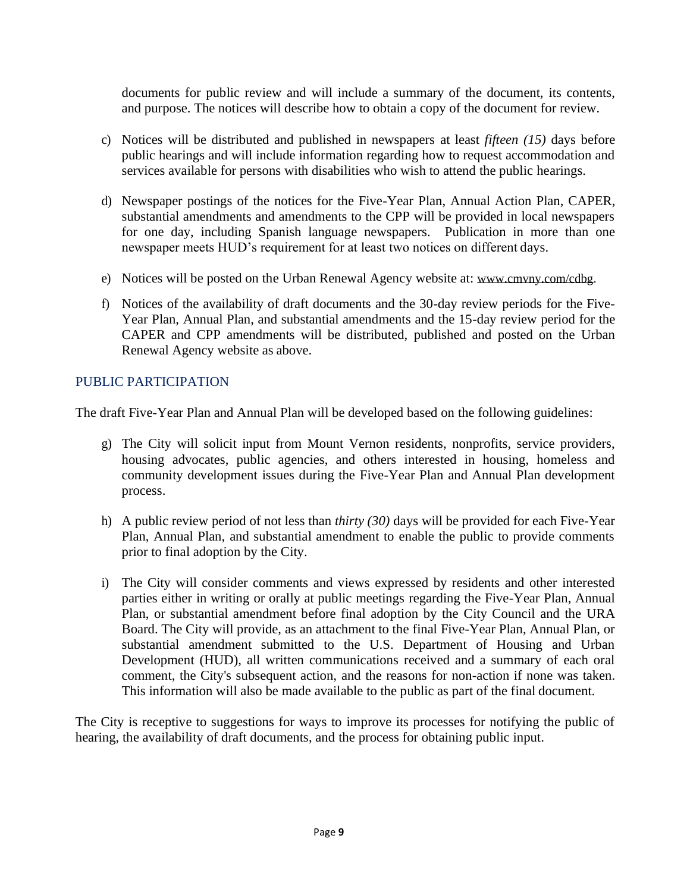documents for public review and will include a summary of the document, its contents, and purpose. The notices will describe how to obtain a copy of the document for review.

c) Notices will be distributed and published in newspapers at least *fifteen (15)* days before public hearings and will include information regarding how to request accommodation and services available for persons with disabilities who wish to attend the public hearings.

d) Newspaper postings of the notices for the Five-Year Plan, Annual Action Plan, CAPER, substantial amendments and amendments to the CPP will be provided in local newspapers for one day, including Spanish language newspapers. Publication in more than one newspaper meets HUD's requirement for at least two notices on different days.

e) Notices will be posted on the Urban Renewal Agency website at: www.cmvny.com/cdbg.

f) Notices of the availability of draft documents and the 30-day review periods for the Five-Year Plan, Annual Plan, and substantial amendments and the 15-day review period for the CAPER and CPP amendments will be distributed, published and posted on the Urban Renewal Agency website as above.

## PUBLIC PARTICIPATION

The draft Five-Year Plan and Annual Plan will be developed based on the following guidelines:

g) The City will solicit input from Mount Vernon residents, nonprofits, service providers, housing advocates, public agencies, and others interested in housing, homeless and community development issues during the Five-Year Plan and Annual Plan development process.

h) A public review period of not less than *thirty (30)* days will be provided for each Five-Year Plan, Annual Plan, and substantial amendment to enable the public to provide comments prior to final adoption by the City.

i) The City will consider comments and views expressed by residents and other interested parties either in writing or orally at public meetings regarding the Five-Year Plan, Annual Plan, or substantial amendment before final adoption by the City Council and the URA Board. The City will provide, as an attachment to the final Five-Year Plan, Annual Plan, or substantial amendment submitted to the U.S. Department of Housing and Urban Development (HUD), all written communications received and a summary of each oral comment, the City's subsequent action, and the reasons for non-action if none was taken. This information will also be made available to the public as part of the final document.

The City is receptive to suggestions for ways to improve its processes for notifying the public of hearing, the availability of draft documents, and the process for obtaining public input.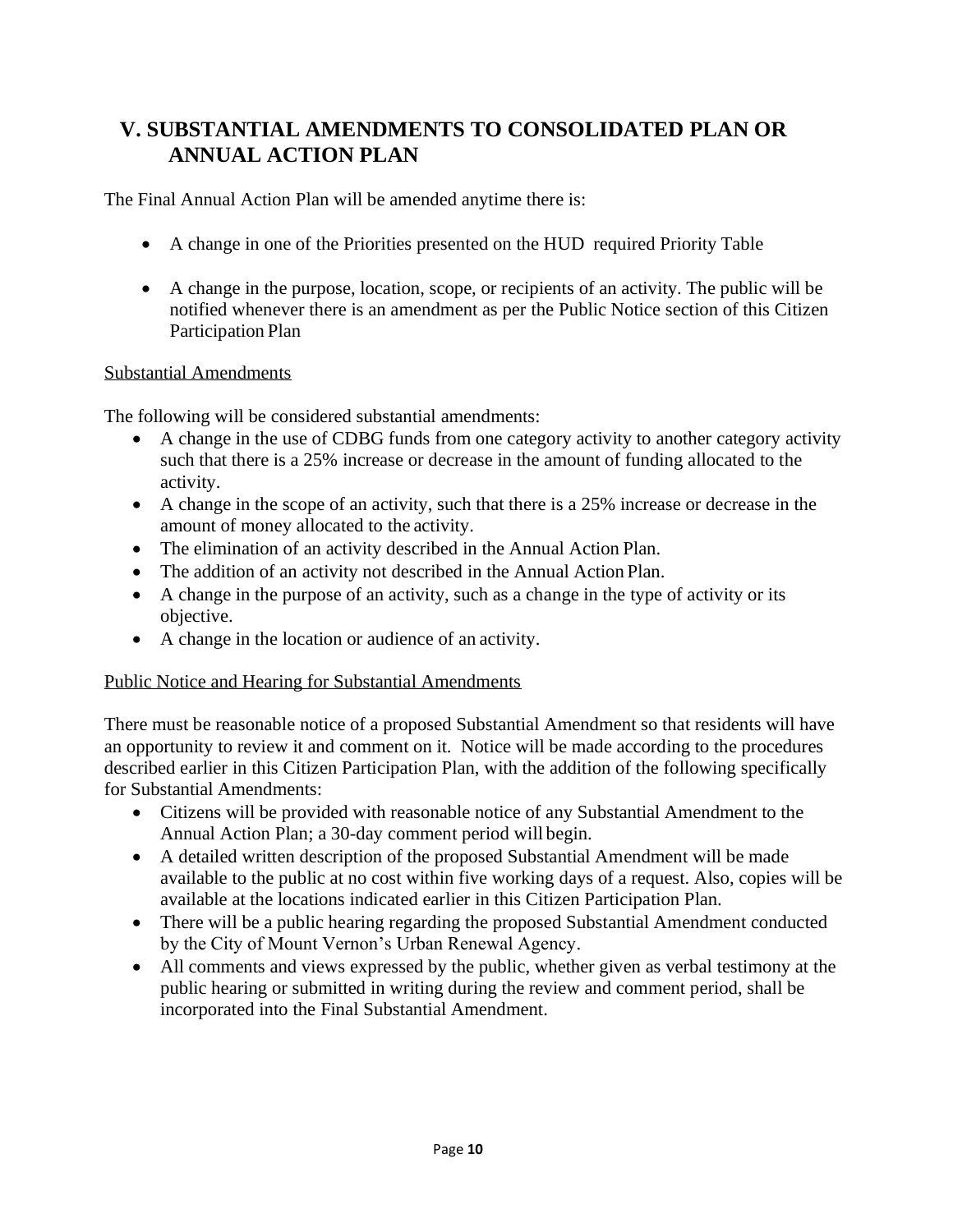## V. SUBSTANTIAL AMENDMENTS TO CONSOLIDATED PLAN OR ANNUAL ACTION PLAN

The Final Annual Action Plan will be amended anytime there is:

- A change in one of the Priorities presented on the HUD required Priority Table
- A change in the purpose, location, scope, or recipients of an activity. The public will be notified whenever there is an amendment as per the Public Notice section of this Citizen Participation Plan

### Substantial Amendments

The following will be considered substantial amendments:

- A change in the use of CDBG funds from one category activity to another category activity such that there is a 25% increase or decrease in the amount of funding allocated to the activity.
- A change in the scope of an activity, such that there is a 25% increase or decrease in the amount of money allocated to the activity.
- The elimination of an activity described in the Annual Action Plan.
- The addition of an activity not described in the Annual Action Plan.
- A change in the purpose of an activity, such as a change in the type of activity or its objective.
- A change in the location or audience of an activity.

### Public Notice and Hearing for Substantial Amendments

There must be reasonable notice of a proposed Substantial Amendment so that residents will have an opportunity to review it and comment on it. Notice will be made according to the procedures described earlier in this Citizen Participation Plan, with the addition of the following specifically for Substantial Amendments:

- Citizens will be provided with reasonable notice of any Substantial Amendment to the Annual Action Plan; a 30-day comment period will begin.
- A detailed written description of the proposed Substantial Amendment will be made available to the public at no cost within five working days of a request. Also, copies will be available at the locations indicated earlier in this Citizen Participation Plan.
- There will be a public hearing regarding the proposed Substantial Amendment conducted by the City of Mount Vernon's Urban Renewal Agency.
- All comments and views expressed by the public, whether given as verbal testimony at the public hearing or submitted in writing during the review and comment period, shall be incorporated into the Final Substantial Amendment.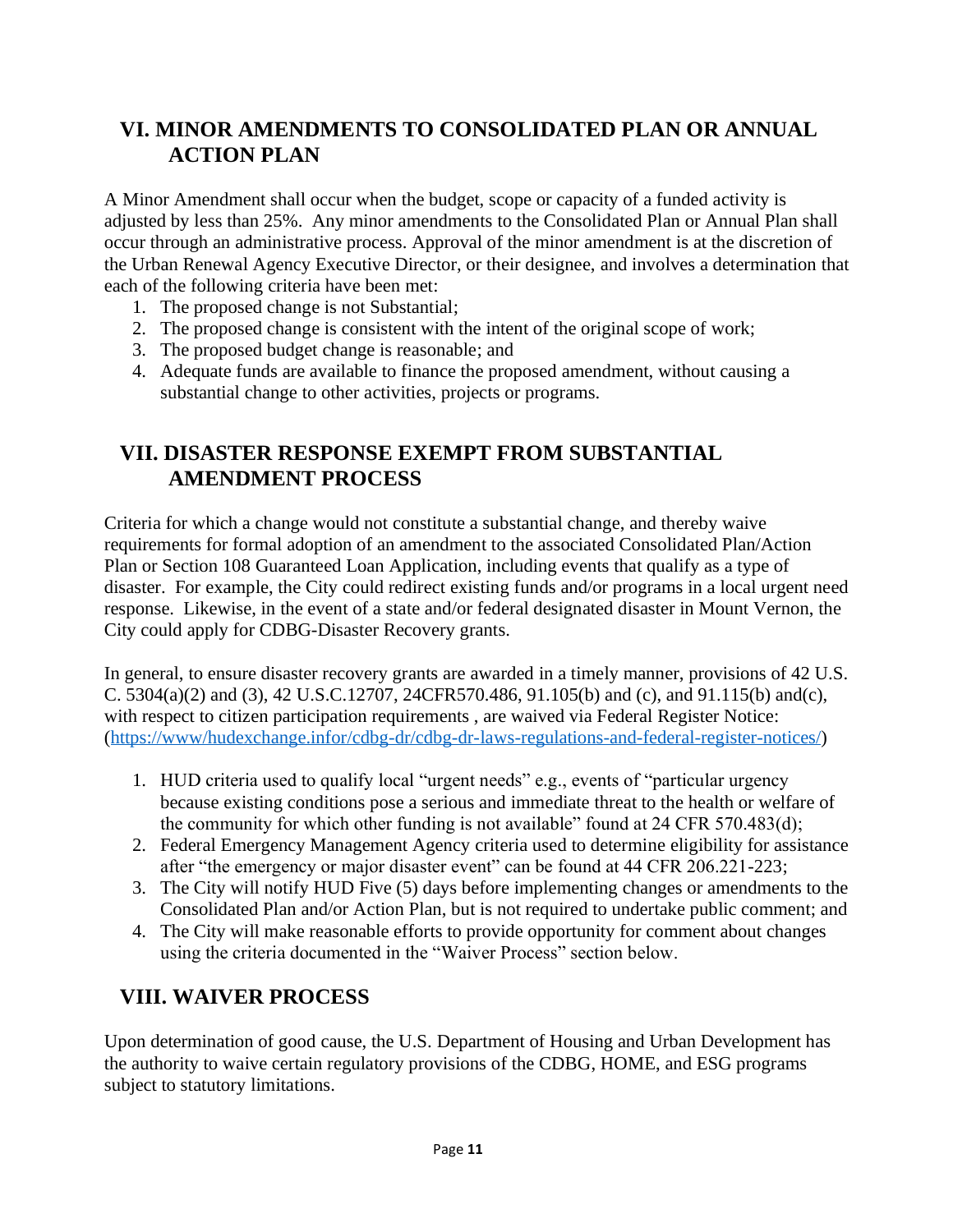## VI. MINOR AMENDMENTS TO CONSOLIDATED PLAN OR ANNUAL ACTION PLAN

A Minor Amendment shall occur when the budget, scope or capacity of a funded activity is adjusted by less than 25%. Any minor amendments to the Consolidated Plan or Annual Plan shall occur through an administrative process. Approval of the minor amendment is at the discretion of the Urban Renewal Agency Executive Director, or their designee, and involves a determination that each of the following criteria have been met:

1. The proposed change is not Substantial;
2. The proposed change is consistent with the intent of the original scope of work;
3. The proposed budget change is reasonable; and
4. Adequate funds are available to finance the proposed amendment, without causing a substantial change to other activities, projects or programs.

## VII. DISASTER RESPONSE EXEMPT FROM SUBSTANTIAL AMENDMENT PROCESS

Criteria for which a change would not constitute a substantial change, and thereby waive requirements for formal adoption of an amendment to the associated Consolidated Plan/Action Plan or Section 108 Guaranteed Loan Application, including events that qualify as a type of disaster. For example, the City could redirect existing funds and/or programs in a local urgent need response. Likewise, in the event of a state and/or federal designated disaster in Mount Vernon, the City could apply for CDBG-Disaster Recovery grants.

In general, to ensure disaster recovery grants are awarded in a timely manner, provisions of 42 U.S. C. 5304(a)(2) and (3), 42 U.S.C.12707, 24CFR570.486, 91.105(b) and (c), and 91.115(b) and(c), with respect to citizen participation requirements , are waived via Federal Register Notice: (https://www/hudexchange.infor/cdbg-dr/cdbg-dr-laws-regulations-and-federal-register-notices/)

1. HUD criteria used to qualify local "urgent needs" e.g., events of "particular urgency because existing conditions pose a serious and immediate threat to the health or welfare of the community for which other funding is not available" found at 24 CFR 570.483(d);
2. Federal Emergency Management Agency criteria used to determine eligibility for assistance after "the emergency or major disaster event" can be found at 44 CFR 206.221-223;
3. The City will notify HUD Five (5) days before implementing changes or amendments to the Consolidated Plan and/or Action Plan, but is not required to undertake public comment; and
4. The City will make reasonable efforts to provide opportunity for comment about changes using the criteria documented in the "Waiver Process" section below.

## VIII. WAIVER PROCESS

Upon determination of good cause, the U.S. Department of Housing and Urban Development has the authority to waive certain regulatory provisions of the CDBG, HOME, and ESG programs subject to statutory limitations.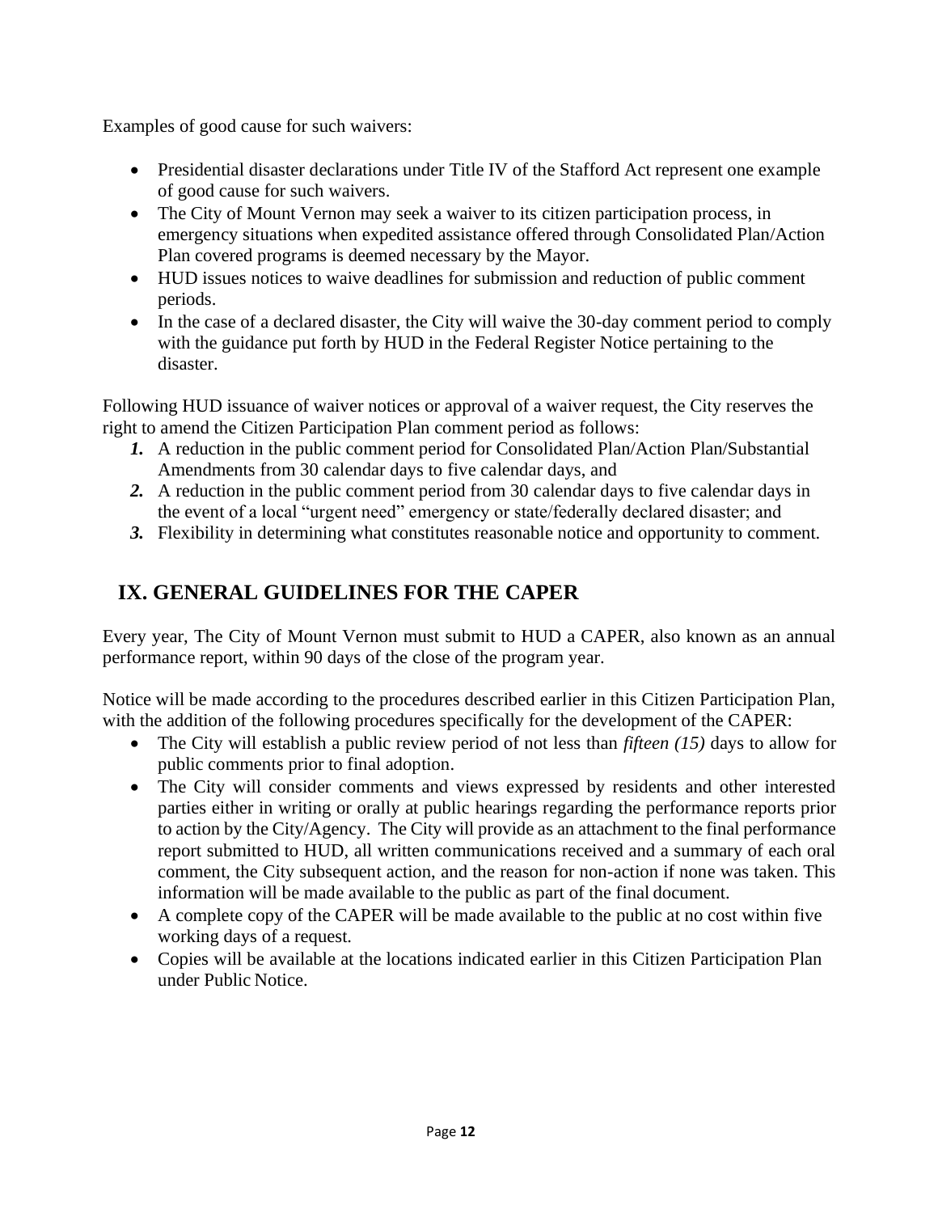Examples of good cause for such waivers:

- Presidential disaster declarations under Title IV of the Stafford Act represent one example of good cause for such waivers.
- The City of Mount Vernon may seek a waiver to its citizen participation process, in emergency situations when expedited assistance offered through Consolidated Plan/Action Plan covered programs is deemed necessary by the Mayor.
- HUD issues notices to waive deadlines for submission and reduction of public comment periods.
- In the case of a declared disaster, the City will waive the 30-day comment period to comply with the guidance put forth by HUD in the Federal Register Notice pertaining to the disaster.

Following HUD issuance of waiver notices or approval of a waiver request, the City reserves the right to amend the Citizen Participation Plan comment period as follows:

1. A reduction in the public comment period for Consolidated Plan/Action Plan/Substantial Amendments from 30 calendar days to five calendar days, and
2. A reduction in the public comment period from 30 calendar days to five calendar days in the event of a local "urgent need" emergency or state/federally declared disaster; and
3. Flexibility in determining what constitutes reasonable notice and opportunity to comment.

## IX. GENERAL GUIDELINES FOR THE CAPER

Every year, The City of Mount Vernon must submit to HUD a CAPER, also known as an annual performance report, within 90 days of the close of the program year.

Notice will be made according to the procedures described earlier in this Citizen Participation Plan, with the addition of the following procedures specifically for the development of the CAPER:

- The City will establish a public review period of not less than *fifteen (15)* days to allow for public comments prior to final adoption.
- The City will consider comments and views expressed by residents and other interested parties either in writing or orally at public hearings regarding the performance reports prior to action by the City/Agency. The City will provide as an attachment to the final performance report submitted to HUD, all written communications received and a summary of each oral comment, the City subsequent action, and the reason for non-action if none was taken. This information will be made available to the public as part of the final document.
- A complete copy of the CAPER will be made available to the public at no cost within five working days of a request.
- Copies will be available at the locations indicated earlier in this Citizen Participation Plan under Public Notice.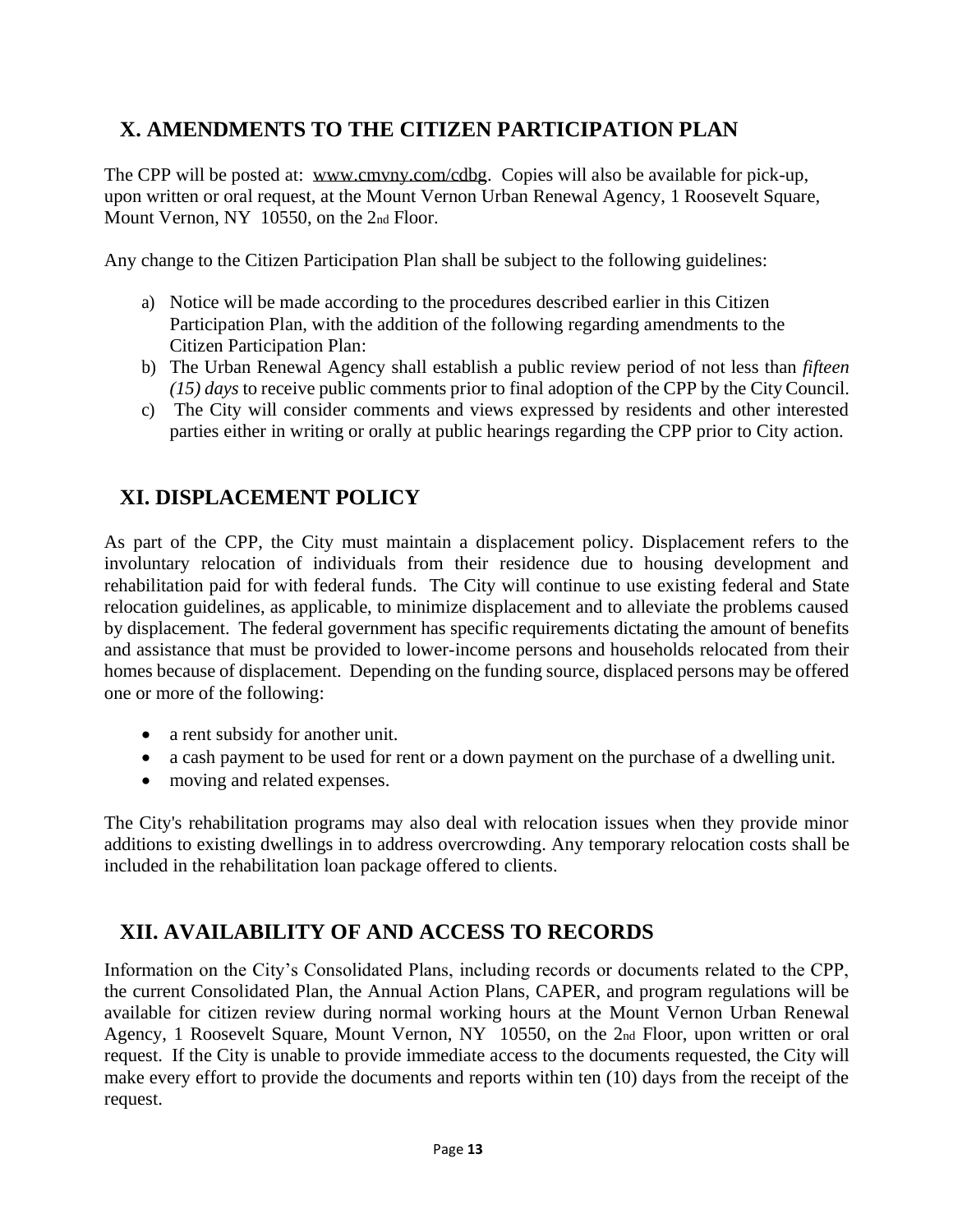## X. AMENDMENTS TO THE CITIZEN PARTICIPATION PLAN

The CPP will be posted at: www.cmvny.com/cdbg. Copies will also be available for pick-up, upon written or oral request, at the Mount Vernon Urban Renewal Agency, 1 Roosevelt Square, Mount Vernon, NY 10550, on the 2nd Floor.

Any change to the Citizen Participation Plan shall be subject to the following guidelines:

a) Notice will be made according to the procedures described earlier in this Citizen Participation Plan, with the addition of the following regarding amendments to the Citizen Participation Plan:
b) The Urban Renewal Agency shall establish a public review period of not less than *fifteen (15) days* to receive public comments prior to final adoption of the CPP by the City Council.
c) The City will consider comments and views expressed by residents and other interested parties either in writing or orally at public hearings regarding the CPP prior to City action.

## XI. DISPLACEMENT POLICY

As part of the CPP, the City must maintain a displacement policy. Displacement refers to the involuntary relocation of individuals from their residence due to housing development and rehabilitation paid for with federal funds. The City will continue to use existing federal and State relocation guidelines, as applicable, to minimize displacement and to alleviate the problems caused by displacement. The federal government has specific requirements dictating the amount of benefits and assistance that must be provided to lower-income persons and households relocated from their homes because of displacement. Depending on the funding source, displaced persons may be offered one or more of the following:

- a rent subsidy for another unit.
- a cash payment to be used for rent or a down payment on the purchase of a dwelling unit.
- moving and related expenses.

The City's rehabilitation programs may also deal with relocation issues when they provide minor additions to existing dwellings in to address overcrowding. Any temporary relocation costs shall be included in the rehabilitation loan package offered to clients.

## XII. AVAILABILITY OF AND ACCESS TO RECORDS

Information on the City's Consolidated Plans, including records or documents related to the CPP, the current Consolidated Plan, the Annual Action Plans, CAPER, and program regulations will be available for citizen review during normal working hours at the Mount Vernon Urban Renewal Agency, 1 Roosevelt Square, Mount Vernon, NY 10550, on the 2nd Floor, upon written or oral request. If the City is unable to provide immediate access to the documents requested, the City will make every effort to provide the documents and reports within ten (10) days from the receipt of the request.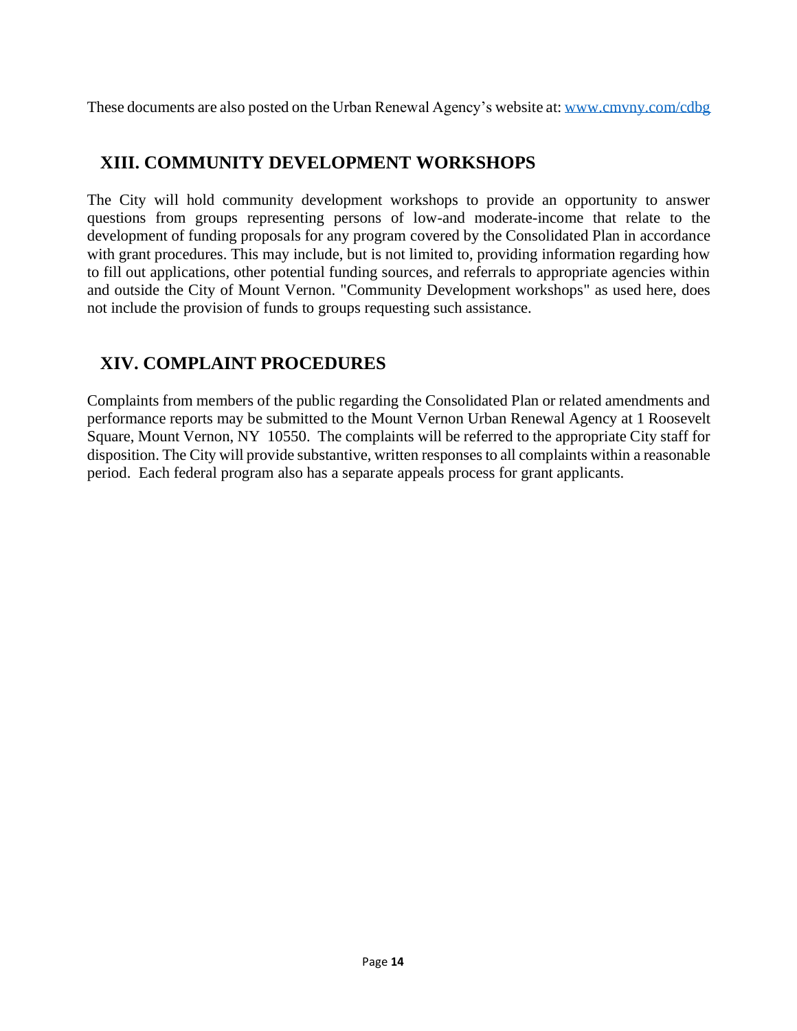These documents are also posted on the Urban Renewal Agency's website at: [www.cmvny.com/cdbg](www.cmvny.com/cdbg)

## XIII. COMMUNITY DEVELOPMENT WORKSHOPS

The City will hold community development workshops to provide an opportunity to answer questions from groups representing persons of low-and moderate-income that relate to the development of funding proposals for any program covered by the Consolidated Plan in accordance with grant procedures. This may include, but is not limited to, providing information regarding how to fill out applications, other potential funding sources, and referrals to appropriate agencies within and outside the City of Mount Vernon. "Community Development workshops" as used here, does not include the provision of funds to groups requesting such assistance.

## XIV. COMPLAINT PROCEDURES

Complaints from members of the public regarding the Consolidated Plan or related amendments and performance reports may be submitted to the Mount Vernon Urban Renewal Agency at 1 Roosevelt Square, Mount Vernon, NY 10550. The complaints will be referred to the appropriate City staff for disposition. The City will provide substantive, written responses to all complaints within a reasonable period. Each federal program also has a separate appeals process for grant applicants.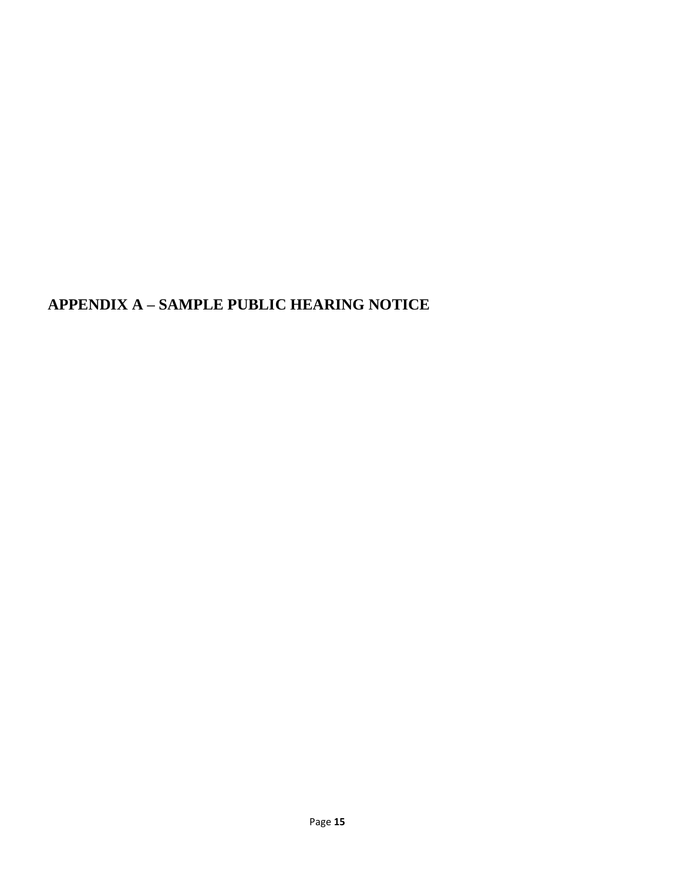# APPENDIX A – SAMPLE PUBLIC HEARING NOTICE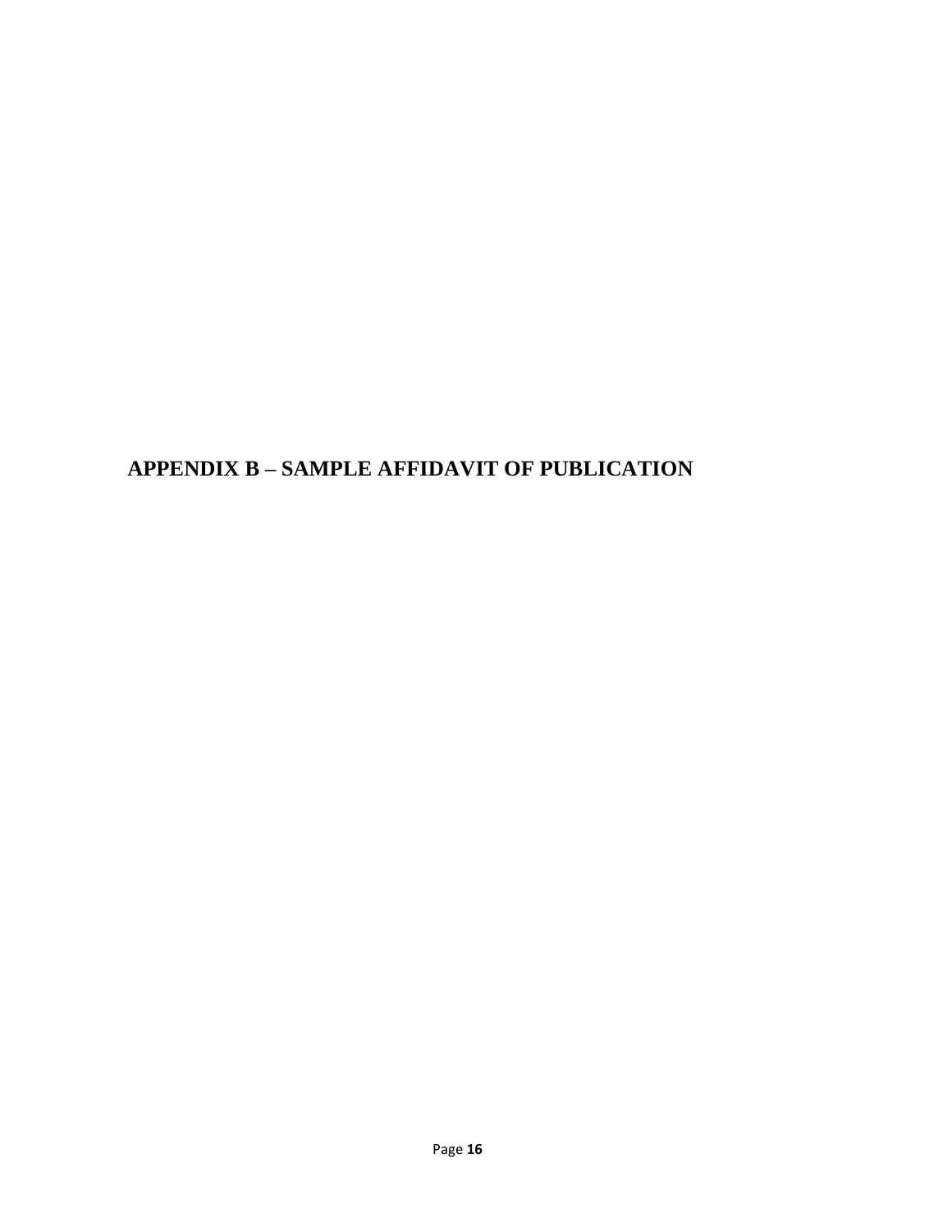# APPENDIX B – SAMPLE AFFIDAVIT OF PUBLICATION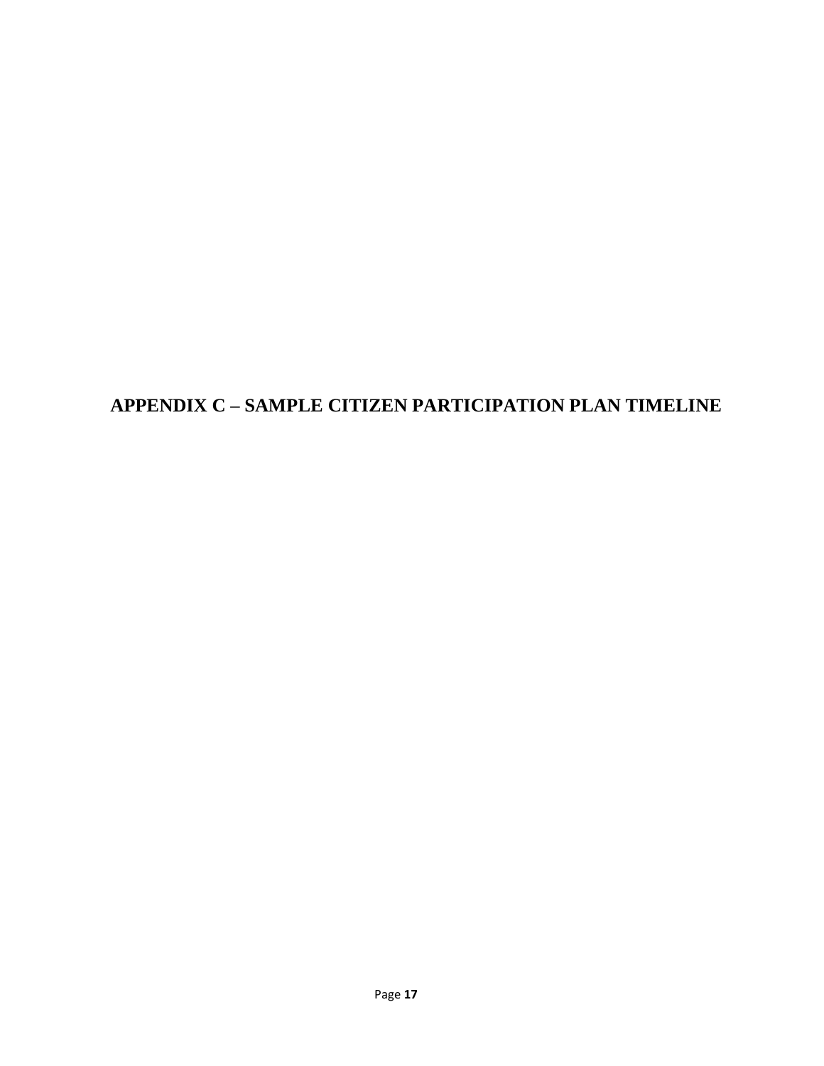# APPENDIX C – SAMPLE CITIZEN PARTICIPATION PLAN TIMELINE